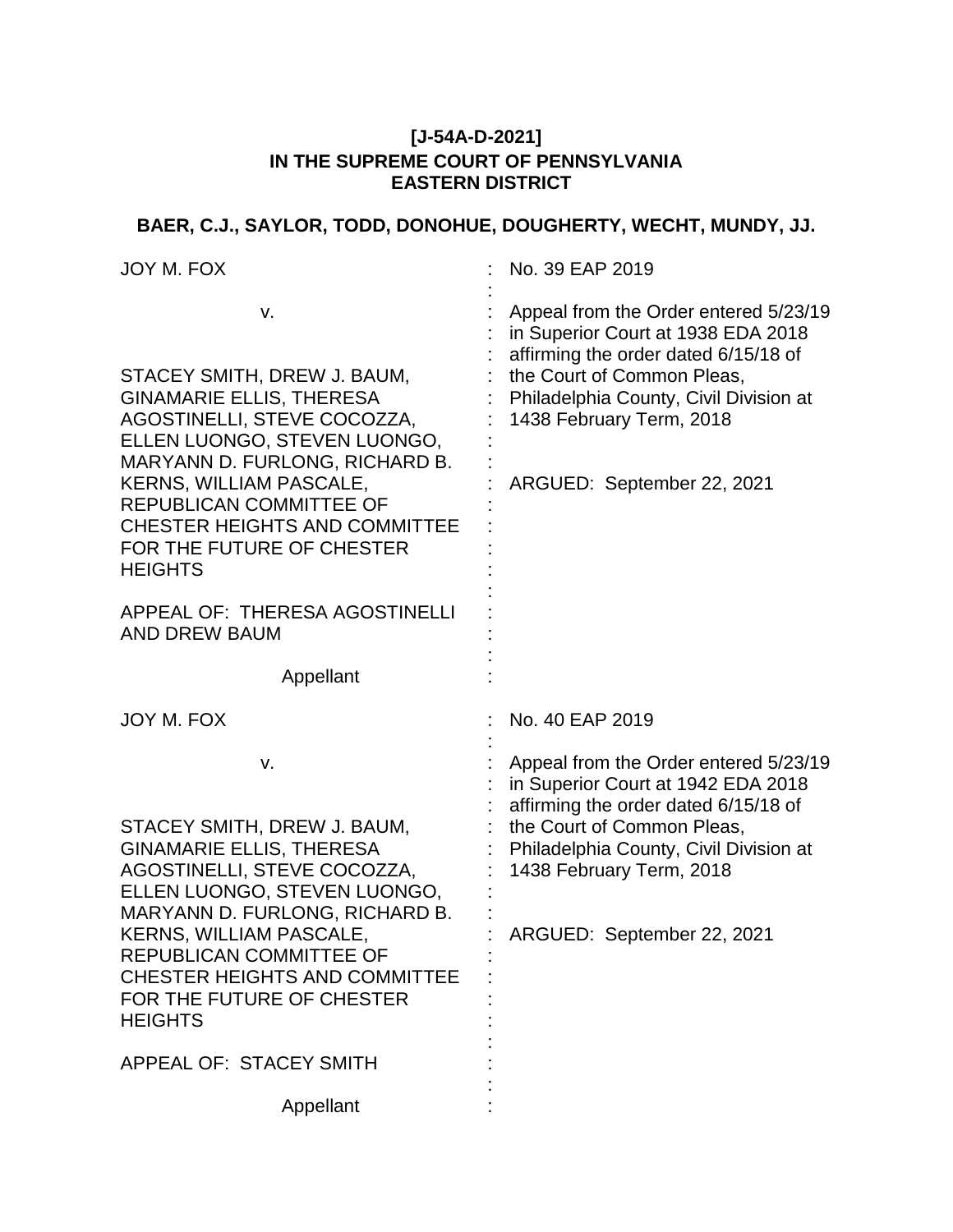**[J-54A-D-2021]**
**IN THE SUPREME COURT OF PENNSYLVANIA**
**EASTERN DISTRICT**

**BAER, C.J., SAYLOR, TODD, DONOHUE, DOUGHERTY, WECHT, MUNDY, JJ.**

| | |
|---|---|
| JOY M. FOX<br><br>v.<br><br>STACEY SMITH, DREW J. BAUM, GINAMARIE ELLIS, THERESA AGOSTINELLI, STEVE COCOZZA, ELLEN LUONGO, STEVEN LUONGO, MARYANN D. FURLONG, RICHARD B. KERNS, WILLIAM PASCALE, REPUBLICAN COMMITTEE OF CHESTER HEIGHTS AND COMMITTEE FOR THE FUTURE OF CHESTER HEIGHTS<br><br>APPEAL OF: THERESA AGOSTINELLI AND DREW BAUM<br><br>Appellant | No. 39 EAP 2019<br><br>Appeal from the Order entered 5/23/19 in Superior Court at 1938 EDA 2018 affirming the order dated 6/15/18 of the Court of Common Pleas, Philadelphia County, Civil Division at 1438 February Term, 2018<br><br>ARGUED: September 22, 2021 |
| JOY M. FOX<br><br>v.<br><br>STACEY SMITH, DREW J. BAUM, GINAMARIE ELLIS, THERESA AGOSTINELLI, STEVE COCOZZA, ELLEN LUONGO, STEVEN LUONGO, MARYANN D. FURLONG, RICHARD B. KERNS, WILLIAM PASCALE, REPUBLICAN COMMITTEE OF CHESTER HEIGHTS AND COMMITTEE FOR THE FUTURE OF CHESTER HEIGHTS<br><br>APPEAL OF: STACEY SMITH<br><br>Appellant | No. 40 EAP 2019<br><br>Appeal from the Order entered 5/23/19 in Superior Court at 1942 EDA 2018 affirming the order dated 6/15/18 of the Court of Common Pleas, Philadelphia County, Civil Division at 1438 February Term, 2018<br><br>ARGUED: September 22, 2021 |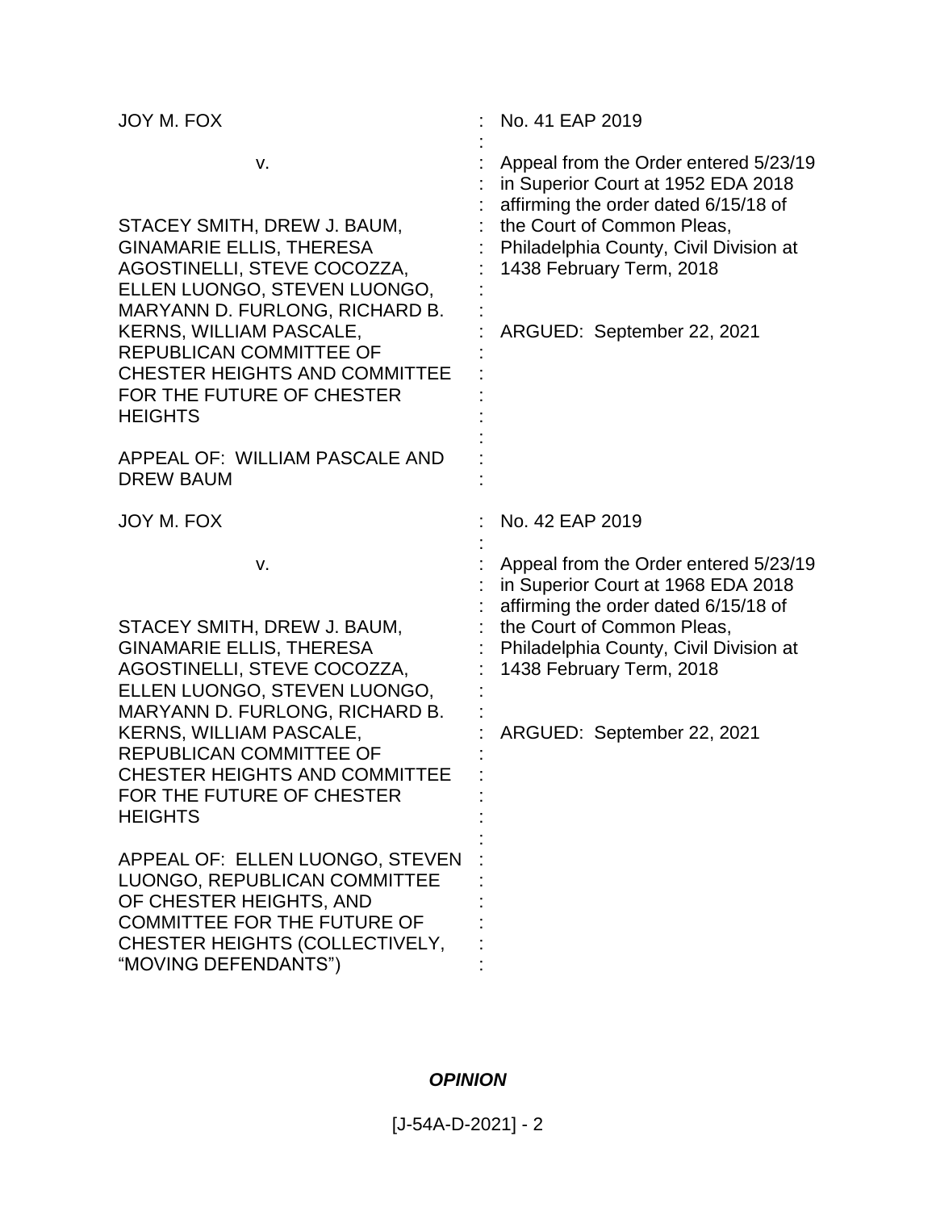| | |
|---|---|
| JOY M. FOX<br><br>v.<br><br>STACEY SMITH, DREW J. BAUM, GINAMARIE ELLIS, THERESA AGOSTINELLI, STEVE COCOZZA, ELLEN LUONGO, STEVEN LUONGO, MARYANN D. FURLONG, RICHARD B. KERNS, WILLIAM PASCALE, REPUBLICAN COMMITTEE OF CHESTER HEIGHTS AND COMMITTEE FOR THE FUTURE OF CHESTER HEIGHTS<br><br>APPEAL OF: WILLIAM PASCALE AND DREW BAUM | No. 41 EAP 2019<br><br>Appeal from the Order entered 5/23/19 in Superior Court at 1952 EDA 2018 affirming the order dated 6/15/18 of the Court of Common Pleas, Philadelphia County, Civil Division at 1438 February Term, 2018<br><br>ARGUED: September 22, 2021 |
| JOY M. FOX<br><br>v.<br><br>STACEY SMITH, DREW J. BAUM, GINAMARIE ELLIS, THERESA AGOSTINELLI, STEVE COCOZZA, ELLEN LUONGO, STEVEN LUONGO, MARYANN D. FURLONG, RICHARD B. KERNS, WILLIAM PASCALE, REPUBLICAN COMMITTEE OF CHESTER HEIGHTS AND COMMITTEE FOR THE FUTURE OF CHESTER HEIGHTS<br><br>APPEAL OF: ELLEN LUONGO, STEVEN LUONGO, REPUBLICAN COMMITTEE OF CHESTER HEIGHTS, AND COMMITTEE FOR THE FUTURE OF CHESTER HEIGHTS (COLLECTIVELY, "MOVING DEFENDANTS") | No. 42 EAP 2019<br><br>Appeal from the Order entered 5/23/19 in Superior Court at 1968 EDA 2018 affirming the order dated 6/15/18 of the Court of Common Pleas, Philadelphia County, Civil Division at 1438 February Term, 2018<br><br>ARGUED: September 22, 2021 |

***OPINION***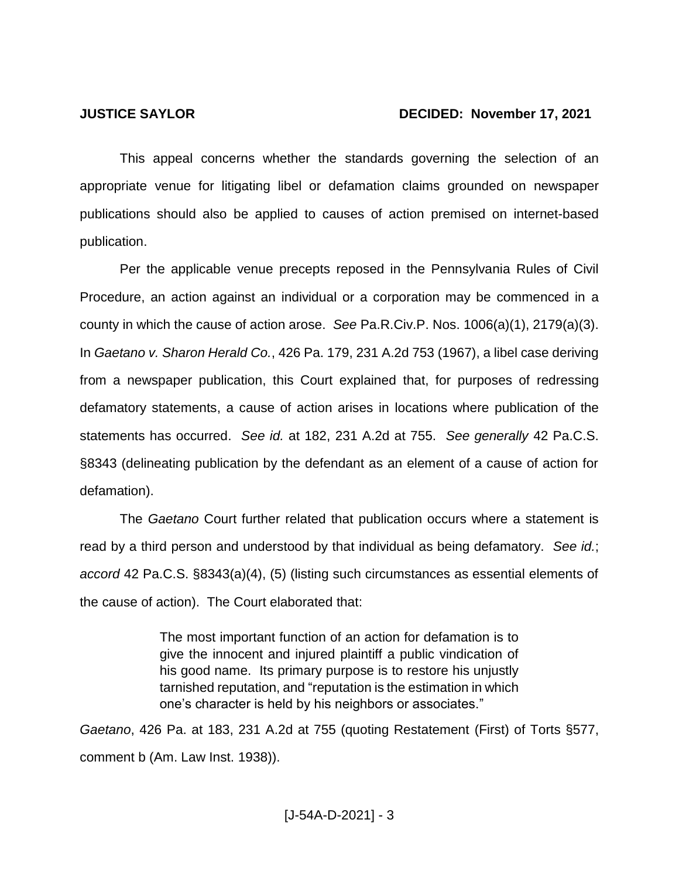**JUSTICE SAYLOR** **DECIDED: November 17, 2021**

This appeal concerns whether the standards governing the selection of an appropriate venue for litigating libel or defamation claims grounded on newspaper publications should also be applied to causes of action premised on internet-based publication.

Per the applicable venue precepts reposed in the Pennsylvania Rules of Civil Procedure, an action against an individual or a corporation may be commenced in a county in which the cause of action arose. *See* Pa.R.Civ.P. Nos. 1006(a)(1), 2179(a)(3). In *Gaetano v. Sharon Herald Co.*, 426 Pa. 179, 231 A.2d 753 (1967), a libel case deriving from a newspaper publication, this Court explained that, for purposes of redressing defamatory statements, a cause of action arises in locations where publication of the statements has occurred. *See id.* at 182, 231 A.2d at 755. *See generally* 42 Pa.C.S. §8343 (delineating publication by the defendant as an element of a cause of action for defamation).

The *Gaetano* Court further related that publication occurs where a statement is read by a third person and understood by that individual as being defamatory. *See id.*; *accord* 42 Pa.C.S. §8343(a)(4), (5) (listing such circumstances as essential elements of the cause of action). The Court elaborated that:

> The most important function of an action for defamation is to give the innocent and injured plaintiff a public vindication of his good name. Its primary purpose is to restore his unjustly tarnished reputation, and "reputation is the estimation in which one's character is held by his neighbors or associates."

*Gaetano*, 426 Pa. at 183, 231 A.2d at 755 (quoting Restatement (First) of Torts §577, comment b (Am. Law Inst. 1938)).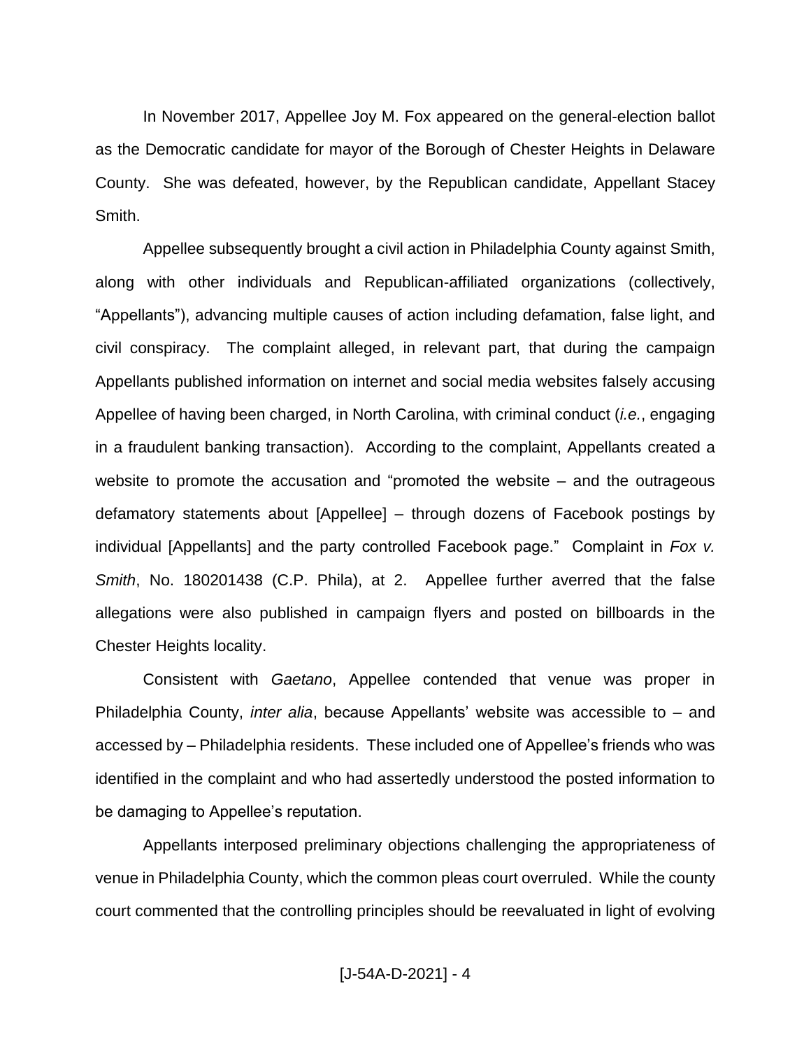In November 2017, Appellee Joy M. Fox appeared on the general-election ballot as the Democratic candidate for mayor of the Borough of Chester Heights in Delaware County. She was defeated, however, by the Republican candidate, Appellant Stacey Smith.

Appellee subsequently brought a civil action in Philadelphia County against Smith, along with other individuals and Republican-affiliated organizations (collectively, "Appellants"), advancing multiple causes of action including defamation, false light, and civil conspiracy. The complaint alleged, in relevant part, that during the campaign Appellants published information on internet and social media websites falsely accusing Appellee of having been charged, in North Carolina, with criminal conduct (*i.e.*, engaging in a fraudulent banking transaction). According to the complaint, Appellants created a website to promote the accusation and "promoted the website – and the outrageous defamatory statements about [Appellee] – through dozens of Facebook postings by individual [Appellants] and the party controlled Facebook page." Complaint in *Fox v. Smith*, No. 180201438 (C.P. Phila), at 2. Appellee further averred that the false allegations were also published in campaign flyers and posted on billboards in the Chester Heights locality.

Consistent with *Gaetano*, Appellee contended that venue was proper in Philadelphia County, *inter alia*, because Appellants' website was accessible to – and accessed by – Philadelphia residents. These included one of Appellee's friends who was identified in the complaint and who had assertedly understood the posted information to be damaging to Appellee's reputation.

Appellants interposed preliminary objections challenging the appropriateness of venue in Philadelphia County, which the common pleas court overruled. While the county court commented that the controlling principles should be reevaluated in light of evolving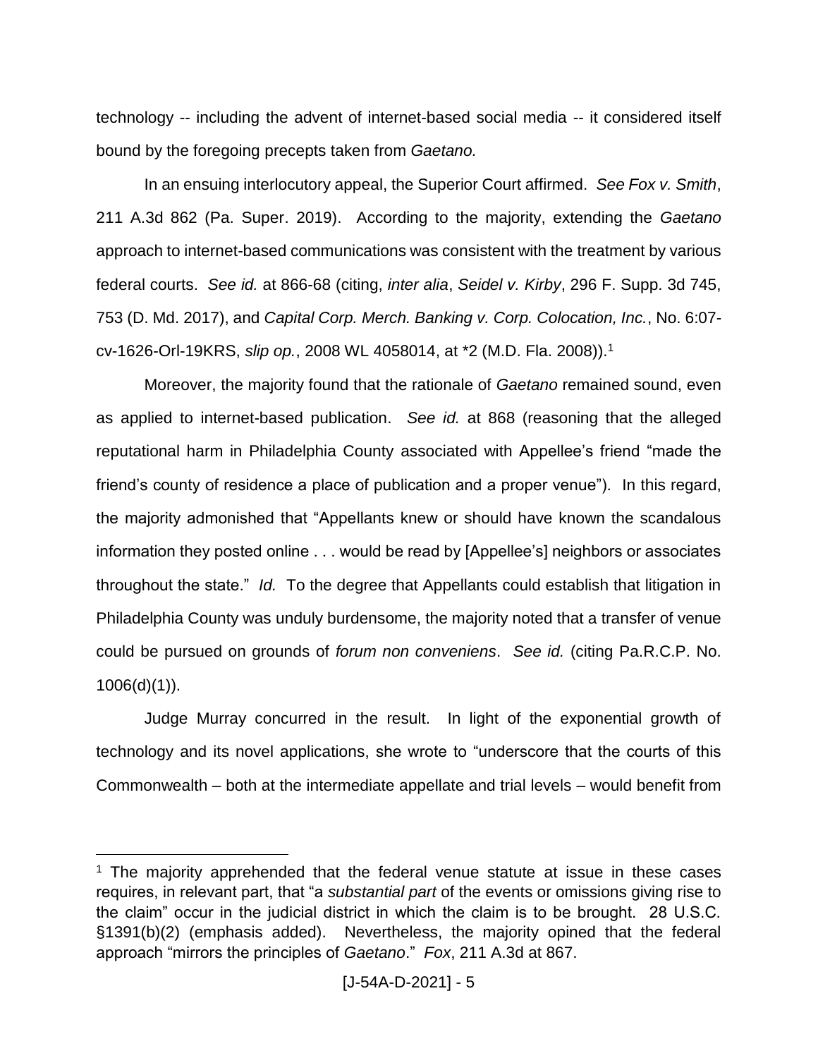technology -- including the advent of internet-based social media -- it considered itself bound by the foregoing precepts taken from *Gaetano.*

In an ensuing interlocutory appeal, the Superior Court affirmed. *See Fox v. Smith*, 211 A.3d 862 (Pa. Super. 2019). According to the majority, extending the *Gaetano* approach to internet-based communications was consistent with the treatment by various federal courts. *See id.* at 866-68 (citing, *inter alia*, *Seidel v. Kirby*, 296 F. Supp. 3d 745, 753 (D. Md. 2017), and *Capital Corp. Merch. Banking v. Corp. Colocation, Inc.*, No. 6:07-cv-1626-Orl-19KRS, *slip op.*, 2008 WL 4058014, at *2 (M.D. Fla. 2008)).[1]

Moreover, the majority found that the rationale of *Gaetano* remained sound, even as applied to internet-based publication. *See id.* at 868 (reasoning that the alleged reputational harm in Philadelphia County associated with Appellee's friend "made the friend's county of residence a place of publication and a proper venue"). In this regard, the majority admonished that "Appellants knew or should have known the scandalous information they posted online . . . would be read by [Appellee's] neighbors or associates throughout the state." *Id.* To the degree that Appellants could establish that litigation in Philadelphia County was unduly burdensome, the majority noted that a transfer of venue could be pursued on grounds of *forum non conveniens*. *See id.* (citing Pa.R.C.P. No. 1006(d)(1)).

Judge Murray concurred in the result. In light of the exponential growth of technology and its novel applications, she wrote to "underscore that the courts of this Commonwealth – both at the intermediate appellate and trial levels – would benefit from

---

[1] The majority apprehended that the federal venue statute at issue in these cases requires, in relevant part, that "a *substantial part* of the events or omissions giving rise to the claim" occur in the judicial district in which the claim is to be brought. 28 U.S.C. §1391(b)(2) (emphasis added). Nevertheless, the majority opined that the federal approach "mirrors the principles of *Gaetano*." *Fox*, 211 A.3d at 867.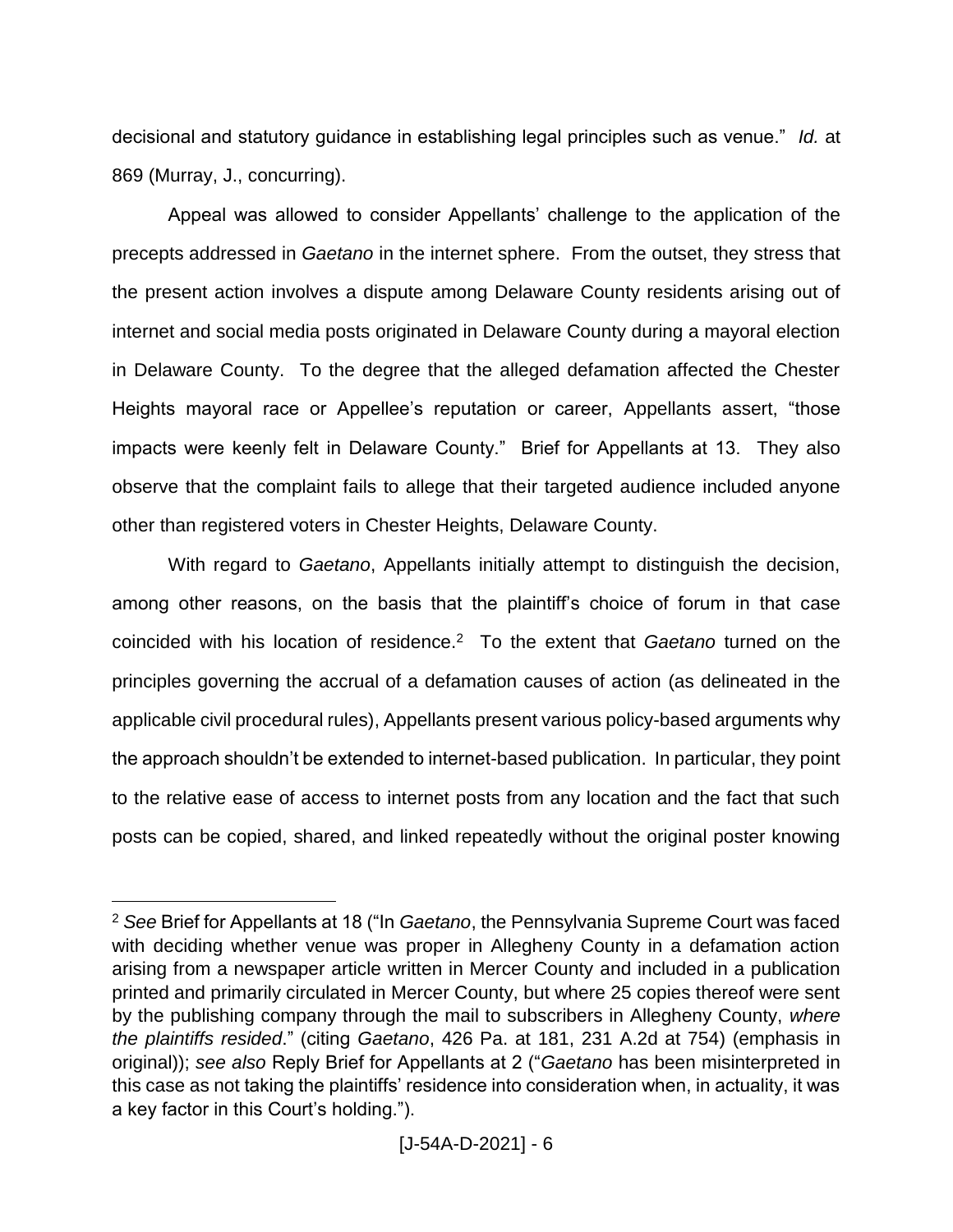decisional and statutory guidance in establishing legal principles such as venue." *Id.* at 869 (Murray, J., concurring).

Appeal was allowed to consider Appellants' challenge to the application of the precepts addressed in *Gaetano* in the internet sphere. From the outset, they stress that the present action involves a dispute among Delaware County residents arising out of internet and social media posts originated in Delaware County during a mayoral election in Delaware County. To the degree that the alleged defamation affected the Chester Heights mayoral race or Appellee's reputation or career, Appellants assert, "those impacts were keenly felt in Delaware County." Brief for Appellants at 13. They also observe that the complaint fails to allege that their targeted audience included anyone other than registered voters in Chester Heights, Delaware County.

With regard to *Gaetano*, Appellants initially attempt to distinguish the decision, among other reasons, on the basis that the plaintiff's choice of forum in that case coincided with his location of residence.[2] To the extent that *Gaetano* turned on the principles governing the accrual of a defamation causes of action (as delineated in the applicable civil procedural rules), Appellants present various policy-based arguments why the approach shouldn't be extended to internet-based publication. In particular, they point to the relative ease of access to internet posts from any location and the fact that such posts can be copied, shared, and linked repeatedly without the original poster knowing

---

[2] *See* Brief for Appellants at 18 ("In *Gaetano*, the Pennsylvania Supreme Court was faced with deciding whether venue was proper in Allegheny County in a defamation action arising from a newspaper article written in Mercer County and included in a publication printed and primarily circulated in Mercer County, but where 25 copies thereof were sent by the publishing company through the mail to subscribers in Allegheny County, *where the plaintiffs resided*." (citing *Gaetano*, 426 Pa. at 181, 231 A.2d at 754) (emphasis in original)); *see also* Reply Brief for Appellants at 2 ("*Gaetano* has been misinterpreted in this case as not taking the plaintiffs' residence into consideration when, in actuality, it was a key factor in this Court's holding.").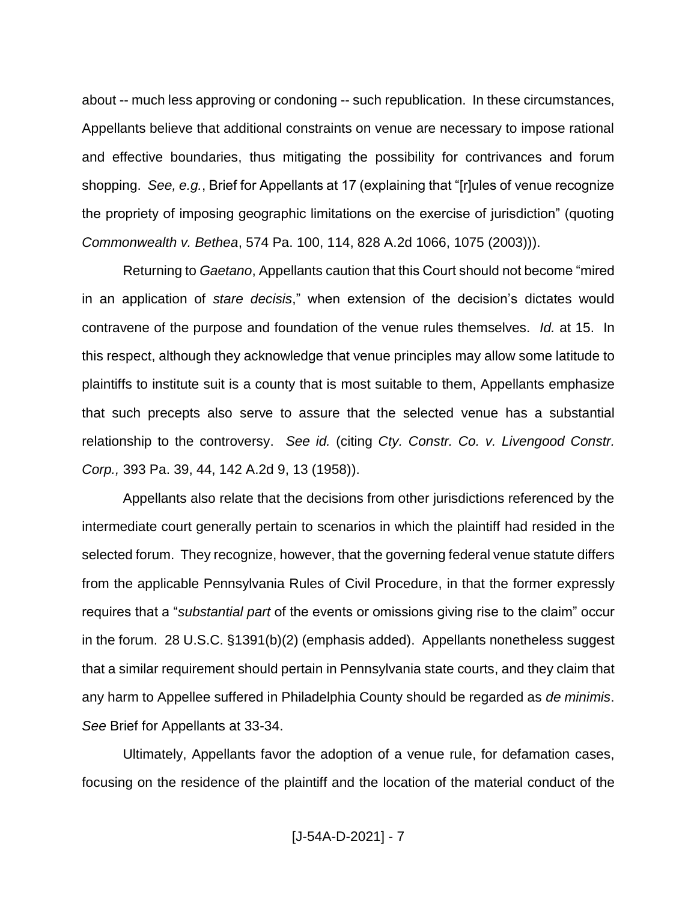about -- much less approving or condoning -- such republication. In these circumstances, Appellants believe that additional constraints on venue are necessary to impose rational and effective boundaries, thus mitigating the possibility for contrivances and forum shopping. *See, e.g.*, Brief for Appellants at 17 (explaining that "[r]ules of venue recognize the propriety of imposing geographic limitations on the exercise of jurisdiction" (quoting *Commonwealth v. Bethea*, 574 Pa. 100, 114, 828 A.2d 1066, 1075 (2003))).

Returning to *Gaetano*, Appellants caution that this Court should not become "mired in an application of *stare decisis*," when extension of the decision's dictates would contravene of the purpose and foundation of the venue rules themselves. *Id.* at 15. In this respect, although they acknowledge that venue principles may allow some latitude to plaintiffs to institute suit is a county that is most suitable to them, Appellants emphasize that such precepts also serve to assure that the selected venue has a substantial relationship to the controversy. *See id.* (citing *Cty. Constr. Co. v. Livengood Constr. Corp.,* 393 Pa. 39, 44, 142 A.2d 9, 13 (1958)).

Appellants also relate that the decisions from other jurisdictions referenced by the intermediate court generally pertain to scenarios in which the plaintiff had resided in the selected forum. They recognize, however, that the governing federal venue statute differs from the applicable Pennsylvania Rules of Civil Procedure, in that the former expressly requires that a "*substantial part* of the events or omissions giving rise to the claim" occur in the forum. 28 U.S.C. §1391(b)(2) (emphasis added). Appellants nonetheless suggest that a similar requirement should pertain in Pennsylvania state courts, and they claim that any harm to Appellee suffered in Philadelphia County should be regarded as *de minimis*. *See* Brief for Appellants at 33-34.

Ultimately, Appellants favor the adoption of a venue rule, for defamation cases, focusing on the residence of the plaintiff and the location of the material conduct of the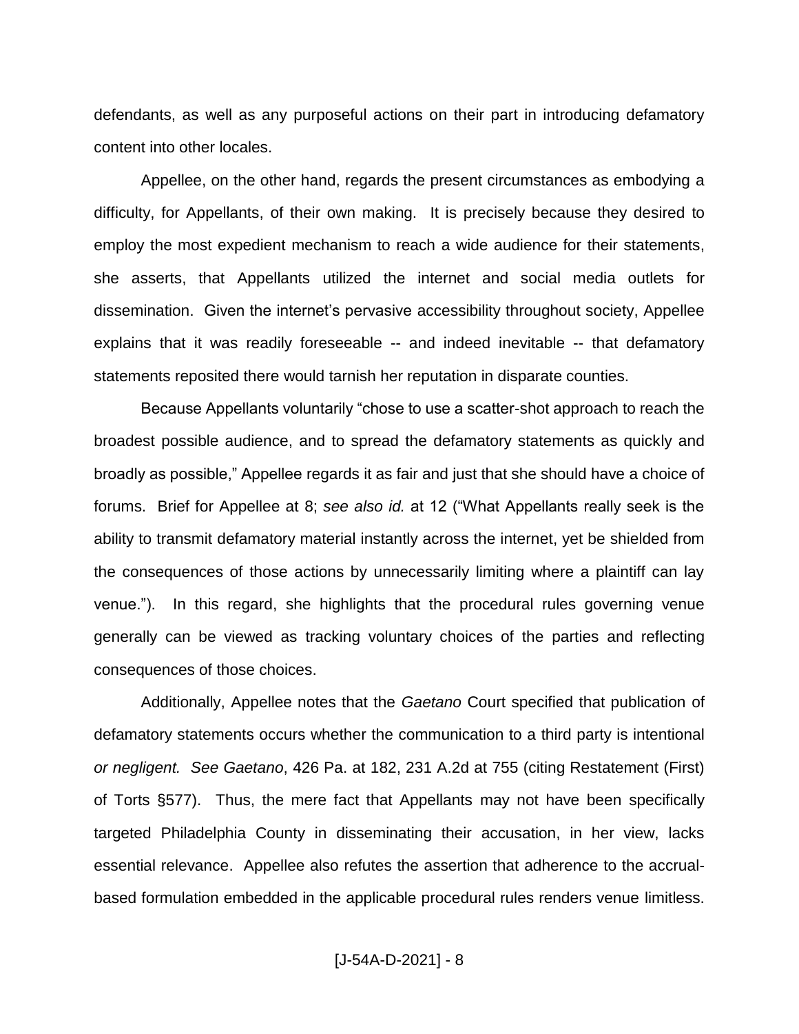defendants, as well as any purposeful actions on their part in introducing defamatory content into other locales.

Appellee, on the other hand, regards the present circumstances as embodying a difficulty, for Appellants, of their own making. It is precisely because they desired to employ the most expedient mechanism to reach a wide audience for their statements, she asserts, that Appellants utilized the internet and social media outlets for dissemination. Given the internet's pervasive accessibility throughout society, Appellee explains that it was readily foreseeable -- and indeed inevitable -- that defamatory statements reposited there would tarnish her reputation in disparate counties.

Because Appellants voluntarily "chose to use a scatter-shot approach to reach the broadest possible audience, and to spread the defamatory statements as quickly and broadly as possible," Appellee regards it as fair and just that she should have a choice of forums. Brief for Appellee at 8; *see also id.* at 12 ("What Appellants really seek is the ability to transmit defamatory material instantly across the internet, yet be shielded from the consequences of those actions by unnecessarily limiting where a plaintiff can lay venue."). In this regard, she highlights that the procedural rules governing venue generally can be viewed as tracking voluntary choices of the parties and reflecting consequences of those choices.

Additionally, Appellee notes that the *Gaetano* Court specified that publication of defamatory statements occurs whether the communication to a third party is intentional *or negligent. See Gaetano*, 426 Pa. at 182, 231 A.2d at 755 (citing Restatement (First) of Torts §577). Thus, the mere fact that Appellants may not have been specifically targeted Philadelphia County in disseminating their accusation, in her view, lacks essential relevance. Appellee also refutes the assertion that adherence to the accrual-based formulation embedded in the applicable procedural rules renders venue limitless.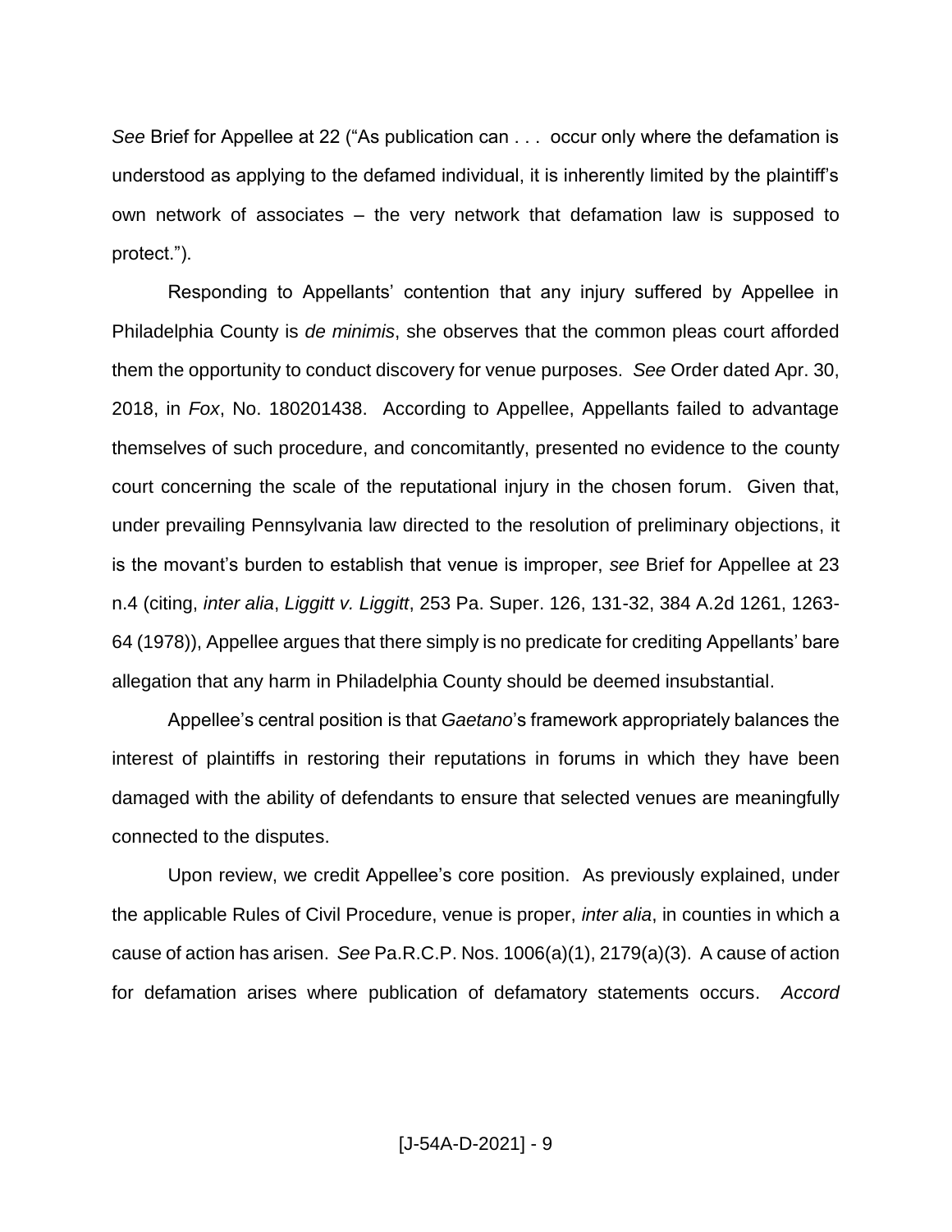*See* Brief for Appellee at 22 ("As publication can . . . occur only where the defamation is understood as applying to the defamed individual, it is inherently limited by the plaintiff's own network of associates – the very network that defamation law is supposed to protect.").

Responding to Appellants' contention that any injury suffered by Appellee in Philadelphia County is *de minimis*, she observes that the common pleas court afforded them the opportunity to conduct discovery for venue purposes. *See* Order dated Apr. 30, 2018, in *Fox*, No. 180201438. According to Appellee, Appellants failed to advantage themselves of such procedure, and concomitantly, presented no evidence to the county court concerning the scale of the reputational injury in the chosen forum. Given that, under prevailing Pennsylvania law directed to the resolution of preliminary objections, it is the movant's burden to establish that venue is improper, *see* Brief for Appellee at 23 n.4 (citing, *inter alia*, *Liggitt v. Liggitt*, 253 Pa. Super. 126, 131-32, 384 A.2d 1261, 1263-64 (1978)), Appellee argues that there simply is no predicate for crediting Appellants' bare allegation that any harm in Philadelphia County should be deemed insubstantial.

Appellee's central position is that *Gaetano*'s framework appropriately balances the interest of plaintiffs in restoring their reputations in forums in which they have been damaged with the ability of defendants to ensure that selected venues are meaningfully connected to the disputes.

Upon review, we credit Appellee's core position. As previously explained, under the applicable Rules of Civil Procedure, venue is proper, *inter alia*, in counties in which a cause of action has arisen. *See* Pa.R.C.P. Nos. 1006(a)(1), 2179(a)(3). A cause of action for defamation arises where publication of defamatory statements occurs. *Accord*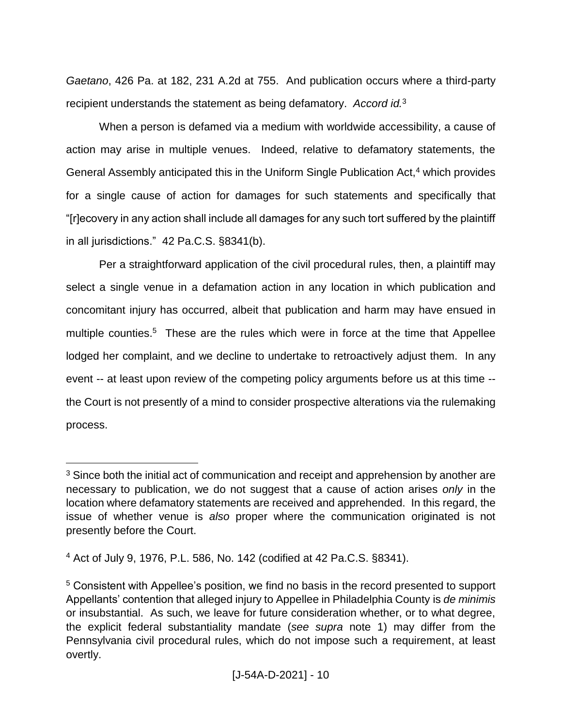*Gaetano*, 426 Pa. at 182, 231 A.2d at 755. And publication occurs where a third-party recipient understands the statement as being defamatory. *Accord id.*[3]

When a person is defamed via a medium with worldwide accessibility, a cause of action may arise in multiple venues. Indeed, relative to defamatory statements, the General Assembly anticipated this in the Uniform Single Publication Act,[4] which provides for a single cause of action for damages for such statements and specifically that "[r]ecovery in any action shall include all damages for any such tort suffered by the plaintiff in all jurisdictions." 42 Pa.C.S. §8341(b).

Per a straightforward application of the civil procedural rules, then, a plaintiff may select a single venue in a defamation action in any location in which publication and concomitant injury has occurred, albeit that publication and harm may have ensued in multiple counties.[5] These are the rules which were in force at the time that Appellee lodged her complaint, and we decline to undertake to retroactively adjust them. In any event -- at least upon review of the competing policy arguments before us at this time -- the Court is not presently of a mind to consider prospective alterations via the rulemaking process.

---

[3] Since both the initial act of communication and receipt and apprehension by another are necessary to publication, we do not suggest that a cause of action arises *only* in the location where defamatory statements are received and apprehended. In this regard, the issue of whether venue is *also* proper where the communication originated is not presently before the Court.

[4] Act of July 9, 1976, P.L. 586, No. 142 (codified at 42 Pa.C.S. §8341).

[5] Consistent with Appellee's position, we find no basis in the record presented to support Appellants' contention that alleged injury to Appellee in Philadelphia County is *de minimis* or insubstantial. As such, we leave for future consideration whether, or to what degree, the explicit federal substantiality mandate (*see supra* note 1) may differ from the Pennsylvania civil procedural rules, which do not impose such a requirement, at least overtly.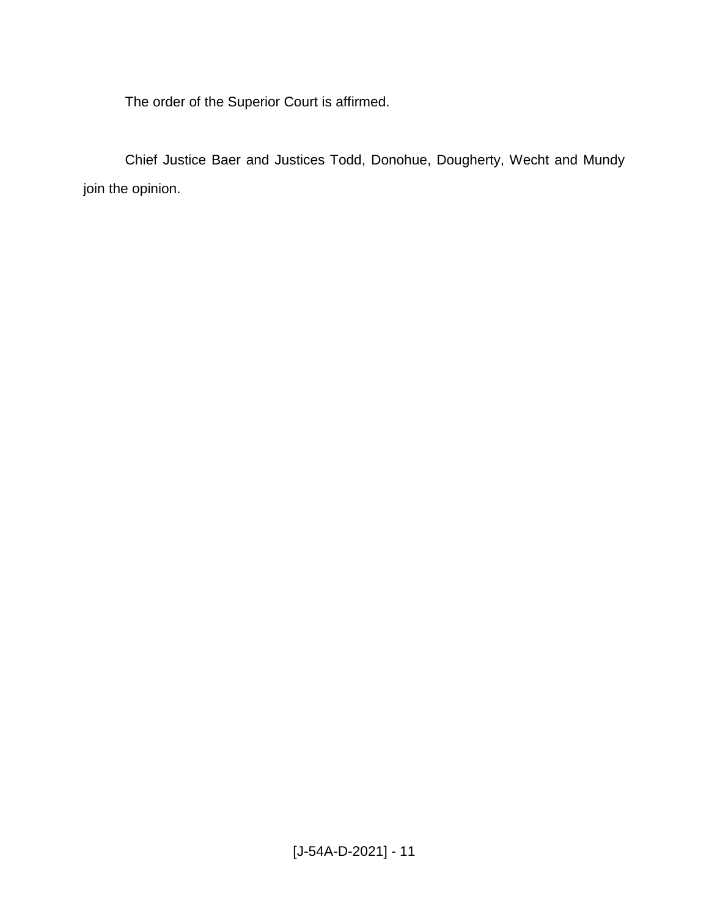The order of the Superior Court is affirmed.

Chief Justice Baer and Justices Todd, Donohue, Dougherty, Wecht and Mundy join the opinion.